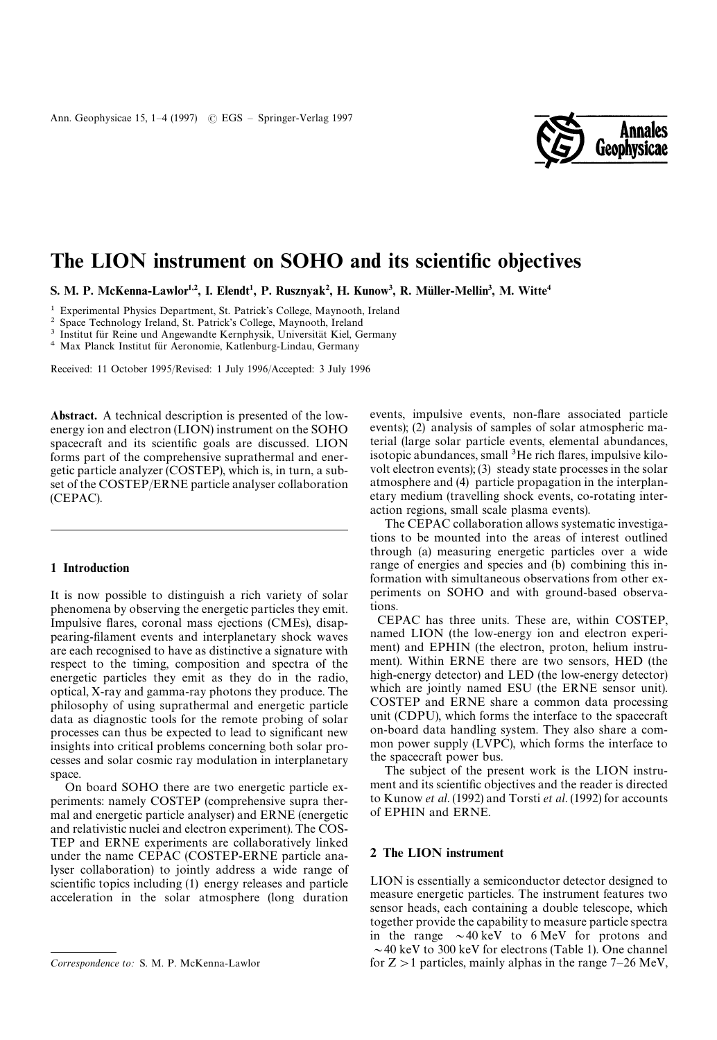# The LION instrument on SOHO and its scientific objectives

S. M. P. McKenna-Lawlor[1,2], I. Elendt[1], P. Rusznyak[2], H. Kunow[3], R. Müller-Mellin[3], M. Witte[4]

[1] Experimental Physics Department, St. Patrick's College, Maynooth, Ireland
[2] Space Technology Ireland, St. Patrick's College, Maynooth, Ireland
[3] Institut für Reine und Angewandte Kernphysik, Universität Kiel, Germany
[4] Max Planck Institut für Aeronomie, Katlenburg-Lindau, Germany

Received: 11 October 1995/Revised: 1 July 1996/Accepted: 3 July 1996

**Abstract.** A technical description is presented of the low-energy ion and electron (LION) instrument on the SOHO spacecraft and its scientific goals are discussed. LION forms part of the comprehensive suprathermal and energetic particle analyzer (COSTEP), which is, in turn, a subset of the COSTEP/ERNE particle analyser collaboration (CEPAC).

## 1 Introduction

It is now possible to distinguish a rich variety of solar phenomena by observing the energetic particles they emit. Impulsive flares, coronal mass ejections (CMEs), disappearing-filament events and interplanetary shock waves are each recognised to have as distinctive a signature with respect to the timing, composition and spectra of the energetic particles they emit as they do in the radio, optical, X-ray and gamma-ray photons they produce. The philosophy of using suprathermal and energetic particle data as diagnostic tools for the remote probing of solar processes can thus be expected to lead to significant new insights into critical problems concerning both solar processes and solar cosmic ray modulation in interplanetary space.

On board SOHO there are two energetic particle experiments: namely COSTEP (comprehensive supra thermal and energetic particle analyser) and ERNE (energetic and relativistic nuclei and electron experiment). The COSTEP and ERNE experiments are collaboratively linked under the name CEPAC (COSTEP-ERNE particle analyser collaboration) to jointly address a wide range of scientific topics including (1) energy releases and particle acceleration in the solar atmosphere (long duration events, impulsive events, non-flare associated particle events); (2) analysis of samples of solar atmospheric material (large solar particle events, elemental abundances, isotopic abundances, small $^3$He rich flares, impulsive kilovolt electron events); (3) steady state processes in the solar atmosphere and (4) particle propagation in the interplanetary medium (travelling shock events, co-rotating interaction regions, small scale plasma events).

The CEPAC collaboration allows systematic investigations to be mounted into the areas of interest outlined through (a) measuring energetic particles over a wide range of energies and species and (b) combining this information with simultaneous observations from other experiments on SOHO and with ground-based observations.

CEPAC has three units. These are, within COSTEP, named LION (the low-energy ion and electron experiment) and EPHIN (the electron, proton, helium instrument). Within ERNE there are two sensors, HED (the high-energy detector) and LED (the low-energy detector) which are jointly named ESU (the ERNE sensor unit). COSTEP and ERNE share a common data processing unit (CDPU), which forms the interface to the spacecraft on-board data handling system. They also share a common power supply (LVPC), which forms the interface to the spacecraft power bus.

The subject of the present work is the LION instrument and its scientific objectives and the reader is directed to Kunow *et al.* (1992) and Torsti *et al.* (1992) for accounts of EPHIN and ERNE.

## 2 The LION instrument

LION is essentially a semiconductor detector designed to measure energetic particles. The instrument features two sensor heads, each containing a double telescope, which together provide the capability to measure particle spectra in the range ~40 keV to 6 MeV for protons and ~40 keV to 300 keV for electrons (Table 1). One channel for $Z > 1$ particles, mainly alphas in the range 7–26 MeV,

*Correspondence to:* S. M. P. McKenna-Lawlor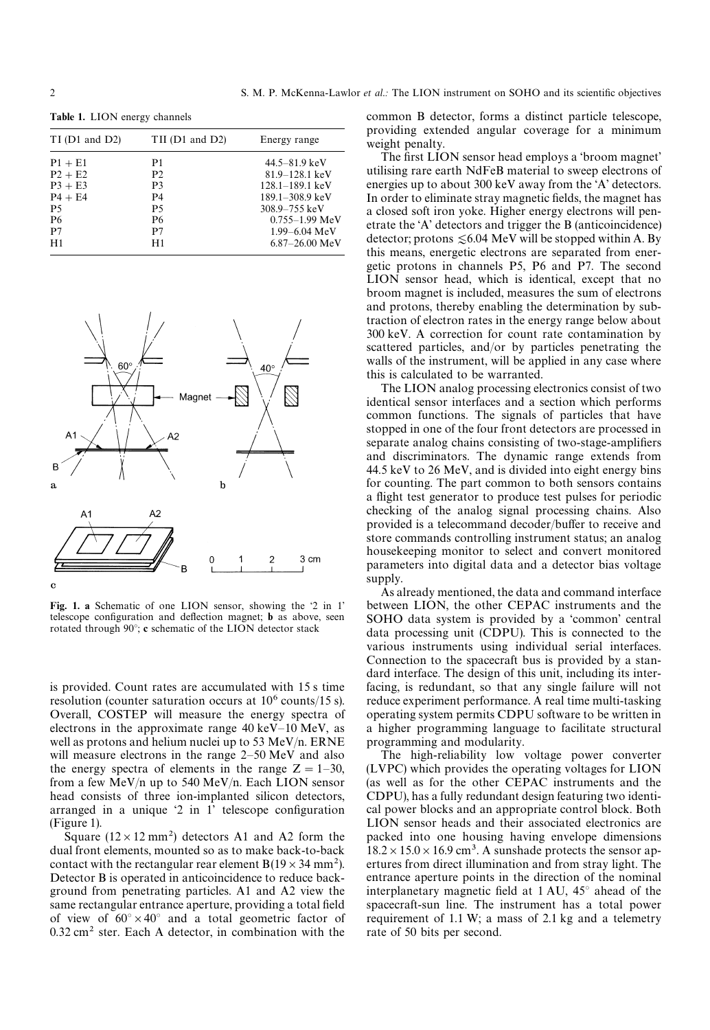**Table 1.** LION energy channels

| TI (D1 and D2) | TII (D1 and D2) | Energy range |
|---|---|---|
| P1 + E1 | P1 | 44.5–81.9 keV |
| P2 + E2 | P2 | 81.9–128.1 keV |
| P3 + E3 | P3 | 128.1–189.1 keV |
| P4 + E4 | P4 | 189.1–308.9 keV |
| P5 | P5 | 308.9–755 keV |
| P6 | P6 | 0.755–1.99 MeV |
| P7 | P7 | 1.99–6.04 MeV |
| H1 | H1 | 6.87–26.00 MeV |

**Fig. 1. a** Schematic of one LION sensor, showing the '2 in 1' telescope configuration and deflection magnet; **b** as above, seen rotated through 90°; **c** schematic of the LION detector stack

is provided. Count rates are accumulated with 15 s time resolution (counter saturation occurs at $10^6$ counts/15 s). Overall, COSTEP will measure the energy spectra of electrons in the approximate range 40 keV–10 MeV, as well as protons and helium nuclei up to 53 MeV/n. ERNE will measure electrons in the range 2–50 MeV and also the energy spectra of elements in the range $Z = 1$–30, from a few MeV/n up to 540 MeV/n. Each LION sensor head consists of three ion-implanted silicon detectors, arranged in a unique '2 in 1' telescope configuration (Figure 1).

Square ($12 \times 12$ mm$^2$) detectors A1 and A2 form the dual front elements, mounted so as to make back-to-back contact with the rectangular rear element B($19 \times 34$ mm$^2$). Detector B is operated in anticoincidence to reduce background from penetrating particles. A1 and A2 view the same rectangular entrance aperture, providing a total field of view of $60^\circ \times 40^\circ$ and a total geometric factor of 0.32 cm$^2$ ster. Each A detector, in combination with the common B detector, forms a distinct particle telescope, providing extended angular coverage for a minimum weight penalty.

The first LION sensor head employs a 'broom magnet' utilising rare earth NdFeB material to sweep electrons of energies up to about 300 keV away from the 'A' detectors. In order to eliminate stray magnetic fields, the magnet has a closed soft iron yoke. Higher energy electrons will penetrate the 'A' detectors and trigger the B (anticoincidence) detector; protons $\lesssim$6.04 MeV will be stopped within A. By this means, energetic electrons are separated from energetic protons in channels P5, P6 and P7. The second LION sensor head, which is identical, except that no broom magnet is included, measures the sum of electrons and protons, thereby enabling the determination by subtraction of electron rates in the energy range below about 300 keV. A correction for count rate contamination by scattered particles, and/or by particles penetrating the walls of the instrument, will be applied in any case where this is calculated to be warranted.

The LION analog processing electronics consist of two identical sensor interfaces and a section which performs common functions. The signals of particles that have stopped in one of the four front detectors are processed in separate analog chains consisting of two-stage-amplifiers and discriminators. The dynamic range extends from 44.5 keV to 26 MeV, and is divided into eight energy bins for counting. The part common to both sensors contains a flight test generator to produce test pulses for periodic checking of the analog signal processing chains. Also provided is a telecommand decoder/buffer to receive and store commands controlling instrument status; an analog housekeeping monitor to select and convert monitored parameters into digital data and a detector bias voltage supply.

As already mentioned, the data and command interface between LION, the other CEPAC instruments and the SOHO data system is provided by a 'common' central data processing unit (CDPU). This is connected to the various instruments using individual serial interfaces. Connection to the spacecraft bus is provided by a standard interface. The design of this unit, including its interfacing, is redundant, so that any single failure will not reduce experiment performance. A real time multi-tasking operating system permits CDPU software to be written in a higher programming language to facilitate structural programming and modularity.

The high-reliability low voltage power converter (LVPC) which provides the operating voltages for LION (as well as for the other CEPAC instruments and the CDPU), has a fully redundant design featuring two identical power blocks and an appropriate control block. Both LION sensor heads and their associated electronics are packed into one housing having envelope dimensions $18.2 \times 15.0 \times 16.9$ cm$^3$. A sunshade protects the sensor apertures from direct illumination and from stray light. The entrance aperture points in the direction of the nominal interplanetary magnetic field at 1 AU, 45° ahead of the spacecraft-sun line. The instrument has a total power requirement of 1.1 W; a mass of 2.1 kg and a telemetry rate of 50 bits per second.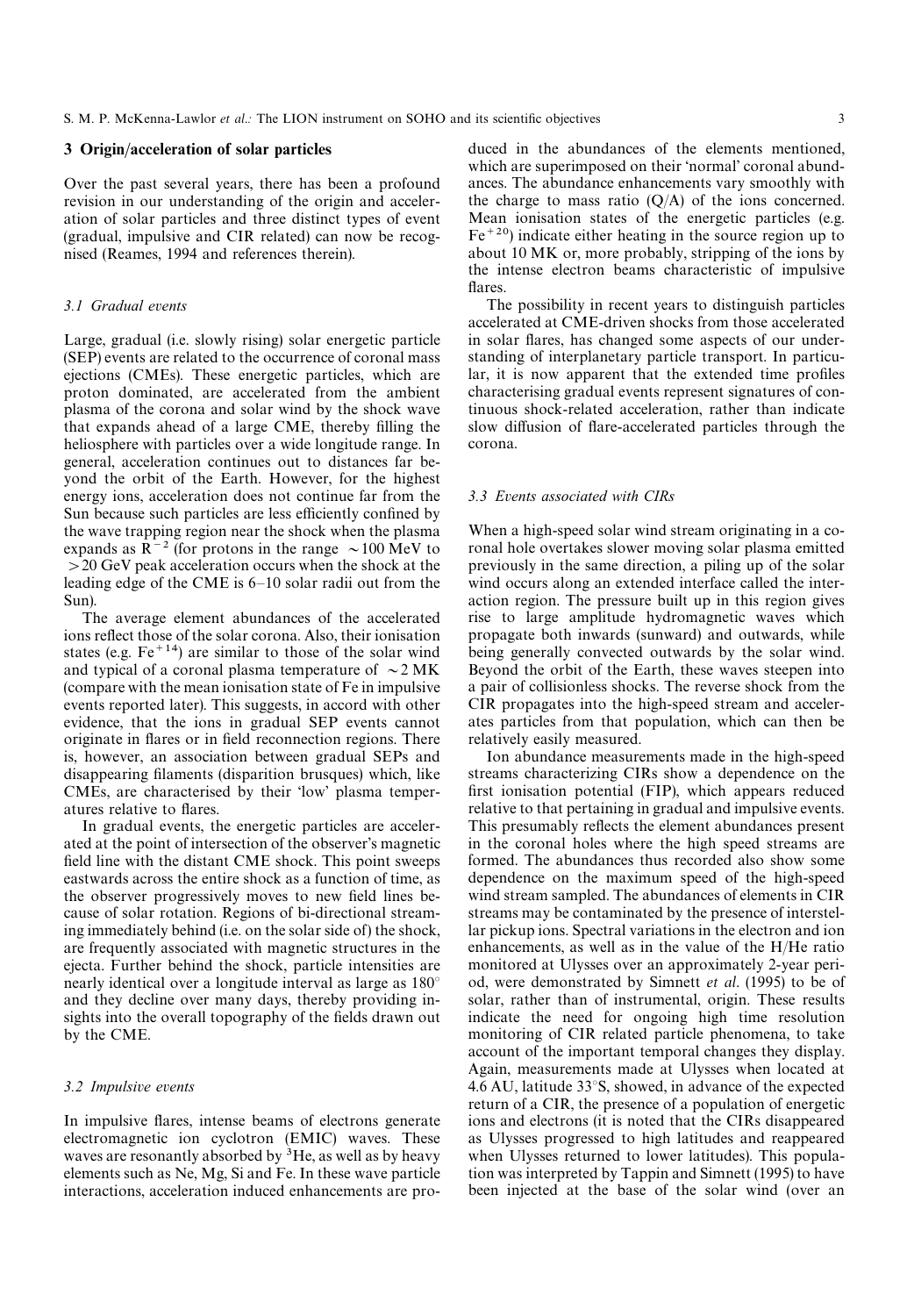## 3 Origin/acceleration of solar particles

Over the past several years, there has been a profound revision in our understanding of the origin and acceleration of solar particles and three distinct types of event (gradual, impulsive and CIR related) can now be recognised (Reames, 1994 and references therein).

### 3.1 Gradual events

Large, gradual (i.e. slowly rising) solar energetic particle (SEP) events are related to the occurrence of coronal mass ejections (CMEs). These energetic particles, which are proton dominated, are accelerated from the ambient plasma of the corona and solar wind by the shock wave that expands ahead of a large CME, thereby filling the heliosphere with particles over a wide longitude range. In general, acceleration continues out to distances far beyond the orbit of the Earth. However, for the highest energy ions, acceleration does not continue far from the Sun because such particles are less efficiently confined by the wave trapping region near the shock when the plasma expands as $R^{-2}$ (for protons in the range $\sim$100 MeV to >20 GeV peak acceleration occurs when the shock at the leading edge of the CME is 6–10 solar radii out from the Sun).

The average element abundances of the accelerated ions reflect those of the solar corona. Also, their ionisation states (e.g. $Fe^{+14}$) are similar to those of the solar wind and typical of a coronal plasma temperature of $\sim$2 MK (compare with the mean ionisation state of Fe in impulsive events reported later). This suggests, in accord with other evidence, that the ions in gradual SEP events cannot originate in flares or in field reconnection regions. There is, however, an association between gradual SEPs and disappearing filaments (disparition brusques) which, like CMEs, are characterised by their 'low' plasma temperatures relative to flares.

In gradual events, the energetic particles are accelerated at the point of intersection of the observer's magnetic field line with the distant CME shock. This point sweeps eastwards across the entire shock as a function of time, as the observer progressively moves to new field lines because of solar rotation. Regions of bi-directional streaming immediately behind (i.e. on the solar side of) the shock, are frequently associated with magnetic structures in the ejecta. Further behind the shock, particle intensities are nearly identical over a longitude interval as large as 180° and they decline over many days, thereby providing insights into the overall topography of the fields drawn out by the CME.

### 3.2 Impulsive events

In impulsive flares, intense beams of electrons generate electromagnetic ion cyclotron (EMIC) waves. These waves are resonantly absorbed by $^{3}$He, as well as by heavy elements such as Ne, Mg, Si and Fe. In these wave particle interactions, acceleration induced enhancements are produced in the abundances of the elements mentioned, which are superimposed on their 'normal' coronal abundances. The abundance enhancements vary smoothly with the charge to mass ratio (Q/A) of the ions concerned. Mean ionisation states of the energetic particles (e.g. $Fe^{+20}$) indicate either heating in the source region up to about 10 MK or, more probably, stripping of the ions by the intense electron beams characteristic of impulsive flares.

The possibility in recent years to distinguish particles accelerated at CME-driven shocks from those accelerated in solar flares, has changed some aspects of our understanding of interplanetary particle transport. In particular, it is now apparent that the extended time profiles characterising gradual events represent signatures of continuous shock-related acceleration, rather than indicate slow diffusion of flare-accelerated particles through the corona.

### 3.3 Events associated with CIRs

When a high-speed solar wind stream originating in a coronal hole overtakes slower moving solar plasma emitted previously in the same direction, a piling up of the solar wind occurs along an extended interface called the interaction region. The pressure built up in this region gives rise to large amplitude hydromagnetic waves which propagate both inwards (sunward) and outwards, while being generally convected outwards by the solar wind. Beyond the orbit of the Earth, these waves steepen into a pair of collisionless shocks. The reverse shock from the CIR propagates into the high-speed stream and accelerates particles from that population, which can then be relatively easily measured.

Ion abundance measurements made in the high-speed streams characterizing CIRs show a dependence on the first ionisation potential (FIP), which appears reduced relative to that pertaining in gradual and impulsive events. This presumably reflects the element abundances present in the coronal holes where the high speed streams are formed. The abundances thus recorded also show some dependence on the maximum speed of the high-speed wind stream sampled. The abundances of elements in CIR streams may be contaminated by the presence of interstellar pickup ions. Spectral variations in the electron and ion enhancements, as well as in the value of the H/He ratio monitored at Ulysses over an approximately 2-year period, were demonstrated by Simnett *et al*. (1995) to be of solar, rather than of instrumental, origin. These results indicate the need for ongoing high time resolution monitoring of CIR related particle phenomena, to take account of the important temporal changes they display. Again, measurements made at Ulysses when located at 4.6 AU, latitude 33°S, showed, in advance of the expected return of a CIR, the presence of a population of energetic ions and electrons (it is noted that the CIRs disappeared as Ulysses progressed to high latitudes and reappeared when Ulysses returned to lower latitudes). This population was interpreted by Tappin and Simnett (1995) to have been injected at the base of the solar wind (over an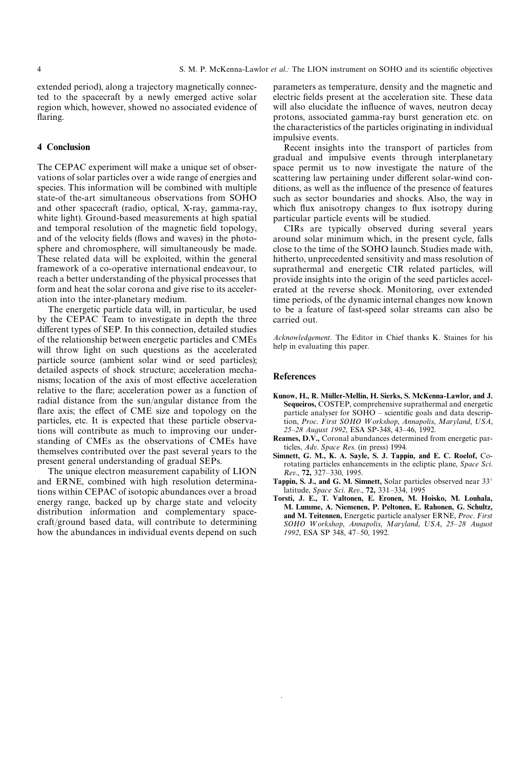extended period), along a trajectory magnetically connected to the spacecraft by a newly emerged active solar region which, however, showed no associated evidence of flaring.

## 4 Conclusion

The CEPAC experiment will make a unique set of observations of solar particles over a wide range of energies and species. This information will be combined with multiple state-of-the-art simultaneous observations from SOHO and other spacecraft (radio, optical, X-ray, gamma-ray, white light). Ground-based measurements at high spatial and temporal resolution of the magnetic field topology, and of the velocity fields (flows and waves) in the photosphere and chromosphere, will simultaneously be made. These related data will be exploited, within the general framework of a co-operative international endeavour, to reach a better understanding of the physical processes that form and heat the solar corona and give rise to its acceleration into the inter-planetary medium.

The energetic particle data will, in particular, be used by the CEPAC Team to investigate in depth the three different types of SEP. In this connection, detailed studies of the relationship between energetic particles and CMEs will throw light on such questions as the accelerated particle source (ambient solar wind or seed particles); detailed aspects of shock structure; acceleration mechanisms; location of the axis of most effective acceleration relative to the flare; acceleration power as a function of radial distance from the sun/angular distance from the flare axis; the effect of CME size and topology on the particles, etc. It is expected that these particle observations will contribute as much to improving our understanding of CMEs as the observations of CMEs have themselves contributed over the past several years to the present general understanding of gradual SEPs.

The unique electron measurement capability of LION and ERNE, combined with high resolution determinations within CEPAC of isotopic abundances over a broad energy range, backed up by charge state and velocity distribution information and complementary spacecraft/ground based data, will contribute to determining how the abundances in individual events depend on such parameters as temperature, density and the magnetic and electric fields present at the acceleration site. These data will also elucidate the influence of waves, neutron decay protons, associated gamma-ray burst generation etc. on the characteristics of the particles originating in individual impulsive events.

Recent insights into the transport of particles from gradual and impulsive events through interplanetary space permit us to now investigate the nature of the scattering law pertaining under different solar-wind conditions, as well as the influence of the presence of features such as sector boundaries and shocks. Also, the way in which flux anisotropy changes to flux isotropy during particular particle events will be studied.

CIRs are typically observed during several years around solar minimum which, in the present cycle, falls close to the time of the SOHO launch. Studies made with, hitherto, unprecedented sensitivity and mass resolution of suprathermal and energetic CIR related particles, will provide insights into the origin of the seed particles accelerated at the reverse shock. Monitoring, over extended time periods, of the dynamic internal changes now known to be a feature of fast-speed solar streams can also be carried out.

*Acknowledgement*. The Editor in Chief thanks K. Staines for his help in evaluating this paper.

## References

**Kunow, H., R. Müller-Mellin, H. Sierks, S. McKenna-Lawlor, and J. Sequeiros,** COSTEP, comprehensive suprathermal and energetic particle analyser for SOHO – scientific goals and data description, *Proc. First SOHO Workshop, Annapolis, Maryland, USA, 25–28 August 1992*, ESA SP-348, 43–46, 1992.

**Reames, D.V.,** Coronal abundances determined from energetic particles, *Adv. Space Res.* (in press) 1994.

**Simnett, G. M., K. A. Sayle, S. J. Tappin, and E. C. Roelof,** Corotating particles enhancements in the ecliptic plane, *Space Sci. Rev.*, **72,** 327–330, 1995.

**Tappin, S. J., and G. M. Simnett,** Solar particles observed near 33° latitude, *Space Sci. Rev.*, **72,** 331–334, 1995

**Torsti, J. E., T. Valtonen, E. Eronen, M. Hoisko, M. Louhala, M. Lumme, A. Niemenen, P. Peltonen, E. Rahonen, G. Schultz, and M. Teitennen,** Energetic particle analyser ERNE, *Proc. First SOHO Workshop, Annapolis, Maryland, USA, 25–28 August 1992*, ESA SP 348, 47–50, 1992.